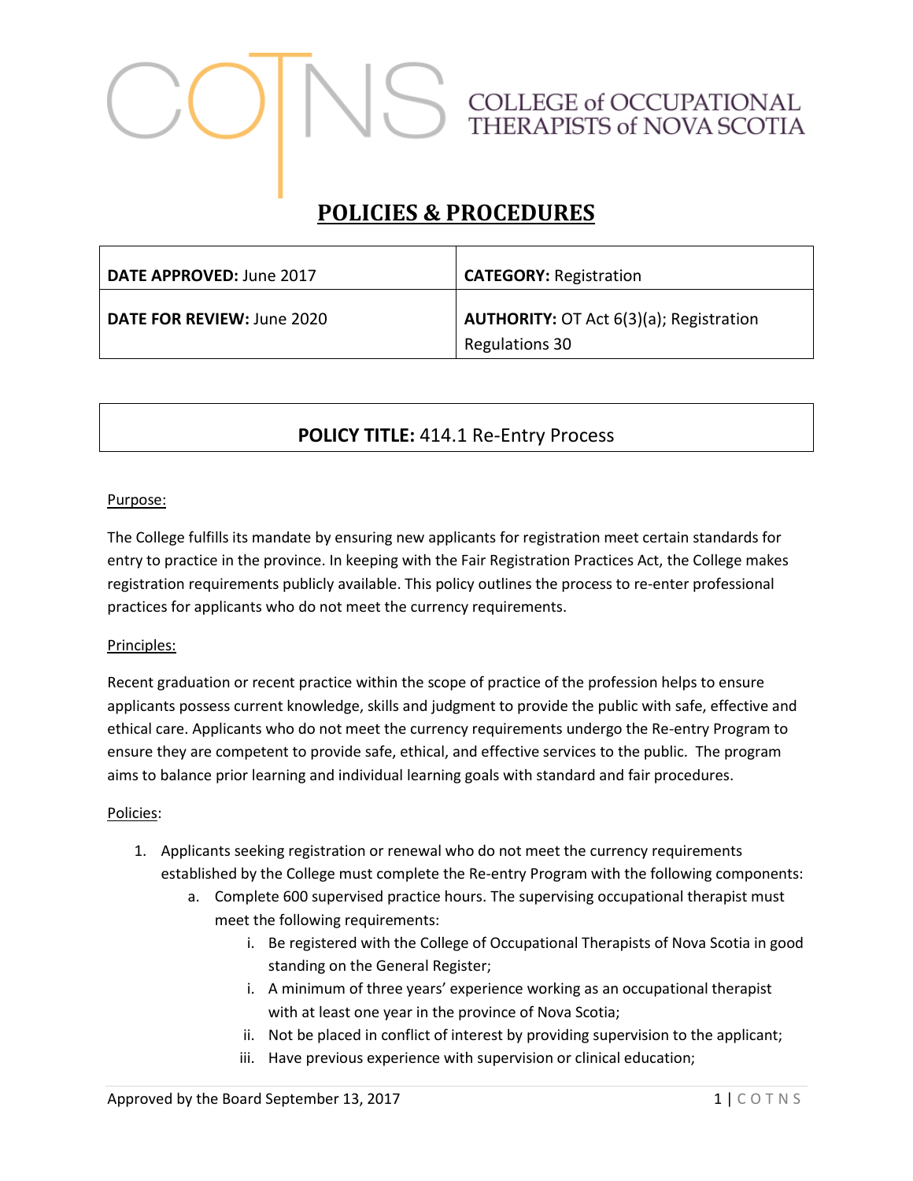COLLEGE of OCCUPATIONAL THERAPISTS of NOVA SCOTIA

# POLICIES & PROCEDURES

| **DATE APPROVED:** June 2017 | **CATEGORY:** Registration |
|---|---|
| **DATE FOR REVIEW:** June 2020 | **AUTHORITY:** OT Act 6(3)(a); Registration Regulations 30 |

## POLICY TITLE: 414.1 Re-Entry Process

Purpose:

The College fulfills its mandate by ensuring new applicants for registration meet certain standards for entry to practice in the province. In keeping with the Fair Registration Practices Act, the College makes registration requirements publicly available. This policy outlines the process to re-enter professional practices for applicants who do not meet the currency requirements.

Principles:

Recent graduation or recent practice within the scope of practice of the profession helps to ensure applicants possess current knowledge, skills and judgment to provide the public with safe, effective and ethical care. Applicants who do not meet the currency requirements undergo the Re-entry Program to ensure they are competent to provide safe, ethical, and effective services to the public. The program aims to balance prior learning and individual learning goals with standard and fair procedures.

Policies:

1. Applicants seeking registration or renewal who do not meet the currency requirements established by the College must complete the Re-entry Program with the following components:
   a. Complete 600 supervised practice hours. The supervising occupational therapist must meet the following requirements:
      i. Be registered with the College of Occupational Therapists of Nova Scotia in good standing on the General Register;
      i. A minimum of three years' experience working as an occupational therapist with at least one year in the province of Nova Scotia;
      ii. Not be placed in conflict of interest by providing supervision to the applicant;
      iii. Have previous experience with supervision or clinical education;

Approved by the Board September 13, 2017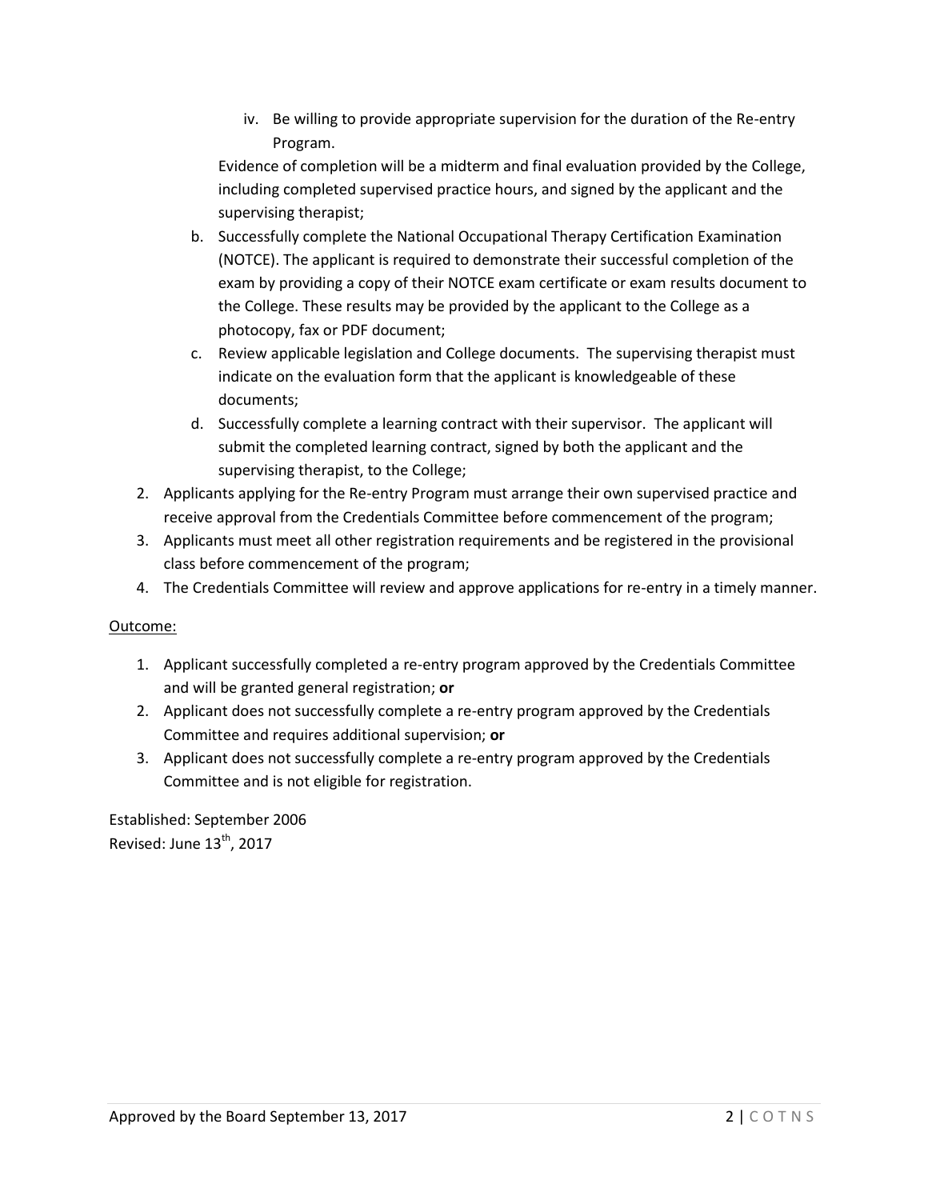iv. Be willing to provide appropriate supervision for the duration of the Re-entry Program.

   Evidence of completion will be a midterm and final evaluation provided by the College, including completed supervised practice hours, and signed by the applicant and the supervising therapist;

   b. Successfully complete the National Occupational Therapy Certification Examination (NOTCE). The applicant is required to demonstrate their successful completion of the exam by providing a copy of their NOTCE exam certificate or exam results document to the College. These results may be provided by the applicant to the College as a photocopy, fax or PDF document;
   c. Review applicable legislation and College documents. The supervising therapist must indicate on the evaluation form that the applicant is knowledgeable of these documents;
   d. Successfully complete a learning contract with their supervisor. The applicant will submit the completed learning contract, signed by both the applicant and the supervising therapist, to the College;

2. Applicants applying for the Re-entry Program must arrange their own supervised practice and receive approval from the Credentials Committee before commencement of the program;
3. Applicants must meet all other registration requirements and be registered in the provisional class before commencement of the program;
4. The Credentials Committee will review and approve applications for re-entry in a timely manner.

Outcome:

1. Applicant successfully completed a re-entry program approved by the Credentials Committee and will be granted general registration; **or**
2. Applicant does not successfully complete a re-entry program approved by the Credentials Committee and requires additional supervision; **or**
3. Applicant does not successfully complete a re-entry program approved by the Credentials Committee and is not eligible for registration.

Established: September 2006
Revised: June 13th, 2017

Approved by the Board September 13, 2017